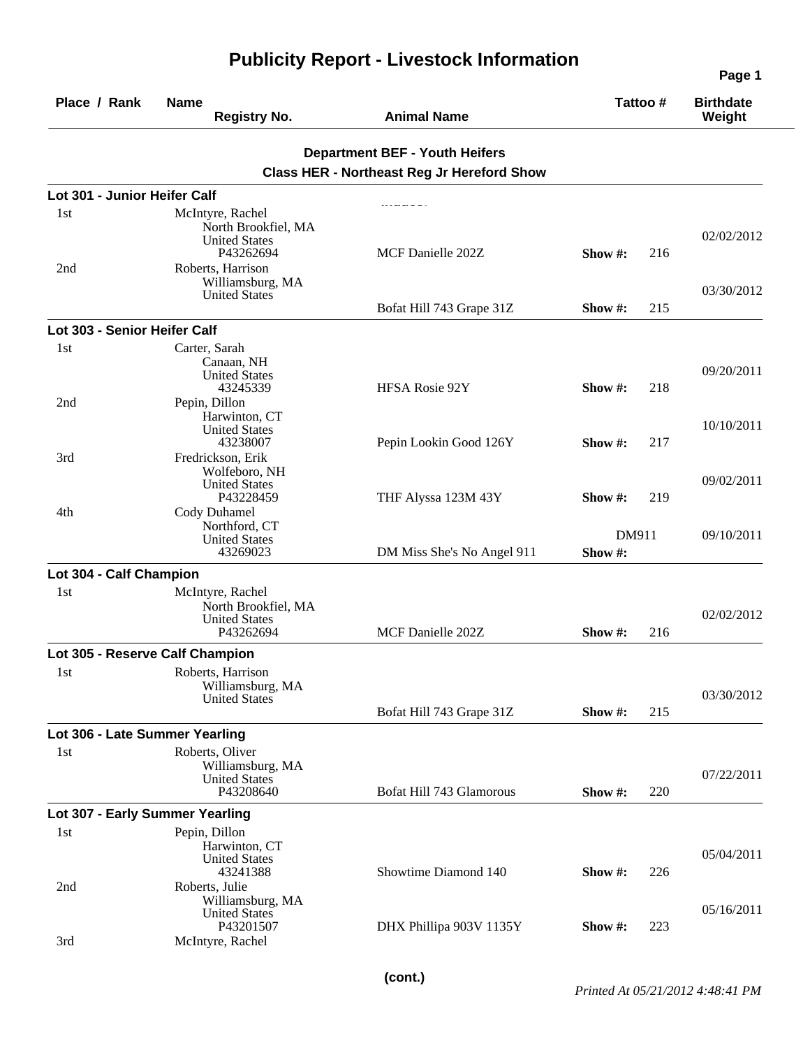# Publicity Report - Livestock Information

| Place / Rank | Name / Registry No. | Animal Name | Tattoo # | Birthdate / Weight |
|---|---|---|---|---|

## Department BEF - Youth Heifers

### Class HER - Northeast Reg Jr Hereford Show

**Lot 301 - Junior Heifer Calf**

| Place / Rank | Name / Registry No. | Animal Name | Tattoo # | Birthdate / Weight |
|---|---|---|---|---|
| 1st | McIntyre, Rachel<br>North Brookfiel, MA<br>United States<br>P43262694 | MCF Danielle 202Z | Show #: 216 | 02/02/2012 |
| 2nd | Roberts, Harrison<br>Williamsburg, MA<br>United States | Bofat Hill 743 Grape 31Z | Show #: 215 | 03/30/2012 |

**Lot 303 - Senior Heifer Calf**

| Place / Rank | Name / Registry No. | Animal Name | Tattoo # | Birthdate / Weight |
|---|---|---|---|---|
| 1st | Carter, Sarah<br>Canaan, NH<br>United States<br>43245339 | HFSA Rosie 92Y | Show #: 218 | 09/20/2011 |
| 2nd | Pepin, Dillon<br>Harwinton, CT<br>United States<br>43238007 | Pepin Lookin Good 126Y | Show #: 217 | 10/10/2011 |
| 3rd | Fredrickson, Erik<br>Wolfeboro, NH<br>United States<br>P43228459 | THF Alyssa 123M 43Y | Show #: 219 | 09/02/2011 |
| 4th | Cody Duhamel<br>Northford, CT<br>United States<br>43269023 | DM Miss She's No Angel 911 | DM911<br>Show #: | 09/10/2011 |

**Lot 304 - Calf Champion**

| Place / Rank | Name / Registry No. | Animal Name | Tattoo # | Birthdate / Weight |
|---|---|---|---|---|
| 1st | McIntyre, Rachel<br>North Brookfiel, MA<br>United States<br>P43262694 | MCF Danielle 202Z | Show #: 216 | 02/02/2012 |

**Lot 305 - Reserve Calf Champion**

| Place / Rank | Name / Registry No. | Animal Name | Tattoo # | Birthdate / Weight |
|---|---|---|---|---|
| 1st | Roberts, Harrison<br>Williamsburg, MA<br>United States | Bofat Hill 743 Grape 31Z | Show #: 215 | 03/30/2012 |

**Lot 306 - Late Summer Yearling**

| Place / Rank | Name / Registry No. | Animal Name | Tattoo # | Birthdate / Weight |
|---|---|---|---|---|
| 1st | Roberts, Oliver<br>Williamsburg, MA<br>United States<br>P43208640 | Bofat Hill 743 Glamorous | Show #: 220 | 07/22/2011 |

**Lot 307 - Early Summer Yearling**

| Place / Rank | Name / Registry No. | Animal Name | Tattoo # | Birthdate / Weight |
|---|---|---|---|---|
| 1st | Pepin, Dillon<br>Harwinton, CT<br>United States<br>43241388 | Showtime Diamond 140 | Show #: 226 | 05/04/2011 |
| 2nd | Roberts, Julie<br>Williamsburg, MA<br>United States<br>P43201507 | DHX Phillipa 903V 1135Y | Show #: 223 | 05/16/2011 |
| 3rd | McIntyre, Rachel | | | |

(cont.)

*Printed At 05/21/2012 4:48:41 PM*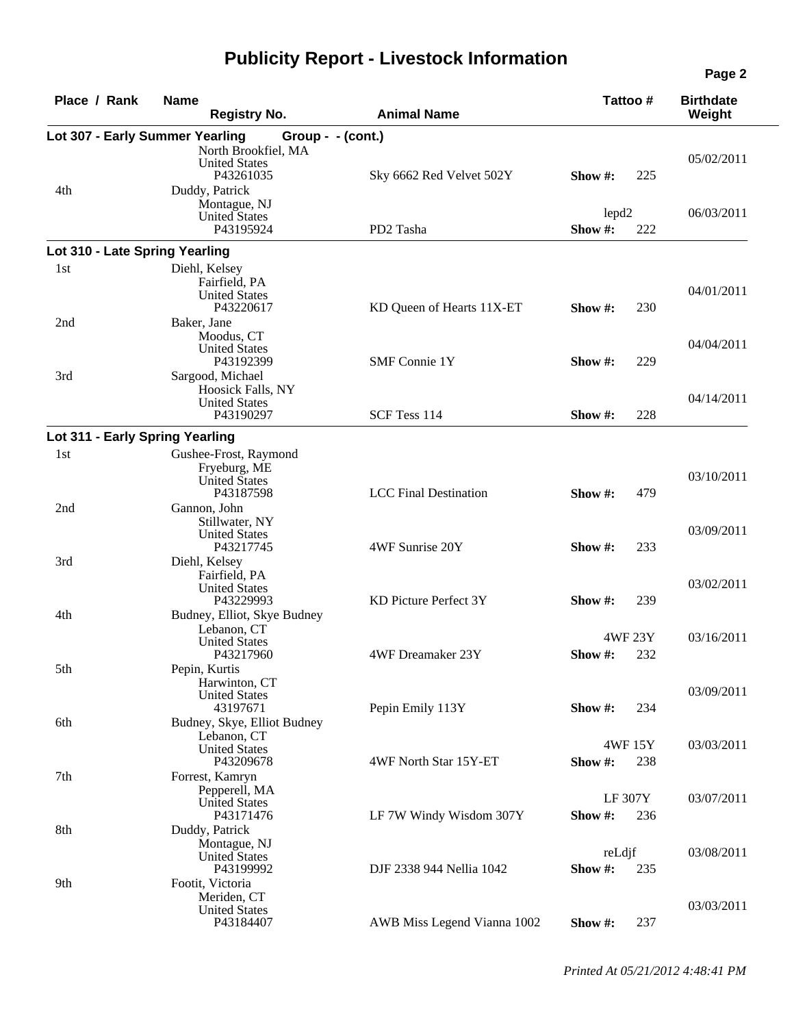# Publicity Report - Livestock Information

| Place / Rank | Name / Registry No. | Animal Name | Tattoo # | Birthdate / Weight |
|---|---|---|---|---|

### Lot 307 - Early Summer Yearling Group - - (cont.)

| Place / Rank | Name / Registry No. | Animal Name | Tattoo # | Birthdate / Weight |
|---|---|---|---|---|
| | North Brookfiel, MA<br>United States<br>P43261035 | Sky 6662 Red Velvet 502Y | Show #: 225 | 05/02/2011 |
| 4th | Duddy, Patrick<br>Montague, NJ<br>United States<br>P43195924 | PD2 Tasha | lepd2<br>Show #: 222 | 06/03/2011 |

### Lot 310 - Late Spring Yearling

| Place / Rank | Name / Registry No. | Animal Name | Tattoo # | Birthdate / Weight |
|---|---|---|---|---|
| 1st | Diehl, Kelsey<br>Fairfield, PA<br>United States<br>P43220617 | KD Queen of Hearts 11X-ET | Show #: 230 | 04/01/2011 |
| 2nd | Baker, Jane<br>Moodus, CT<br>United States<br>P43192399 | SMF Connie 1Y | Show #: 229 | 04/04/2011 |
| 3rd | Sargood, Michael<br>Hoosick Falls, NY<br>United States<br>P43190297 | SCF Tess 114 | Show #: 228 | 04/14/2011 |

### Lot 311 - Early Spring Yearling

| Place / Rank | Name / Registry No. | Animal Name | Tattoo # | Birthdate / Weight |
|---|---|---|---|---|
| 1st | Gushee-Frost, Raymond<br>Fryeburg, ME<br>United States<br>P43187598 | LCC Final Destination | Show #: 479 | 03/10/2011 |
| 2nd | Gannon, John<br>Stillwater, NY<br>United States<br>P43217745 | 4WF Sunrise 20Y | Show #: 233 | 03/09/2011 |
| 3rd | Diehl, Kelsey<br>Fairfield, PA<br>United States<br>P43229993 | KD Picture Perfect 3Y | Show #: 239 | 03/02/2011 |
| 4th | Budney, Elliot, Skye Budney<br>Lebanon, CT<br>United States<br>P43217960 | 4WF Dreamaker 23Y | 4WF 23Y<br>Show #: 232 | 03/16/2011 |
| 5th | Pepin, Kurtis<br>Harwinton, CT<br>United States<br>43197671 | Pepin Emily 113Y | Show #: 234 | 03/09/2011 |
| 6th | Budney, Skye, Elliot Budney<br>Lebanon, CT<br>United States<br>P43209678 | 4WF North Star 15Y-ET | 4WF 15Y<br>Show #: 238 | 03/03/2011 |
| 7th | Forrest, Kamryn<br>Pepperell, MA<br>United States<br>P43171476 | LF 7W Windy Wisdom 307Y | LF 307Y<br>Show #: 236 | 03/07/2011 |
| 8th | Duddy, Patrick<br>Montague, NJ<br>United States<br>P43199992 | DJF 2338 944 Nellia 1042 | reLdjf<br>Show #: 235 | 03/08/2011 |
| 9th | Footit, Victoria<br>Meriden, CT<br>United States<br>P43184407 | AWB Miss Legend Vianna 1002 | Show #: 237 | 03/03/2011 |

*Printed At 05/21/2012 4:48:41 PM*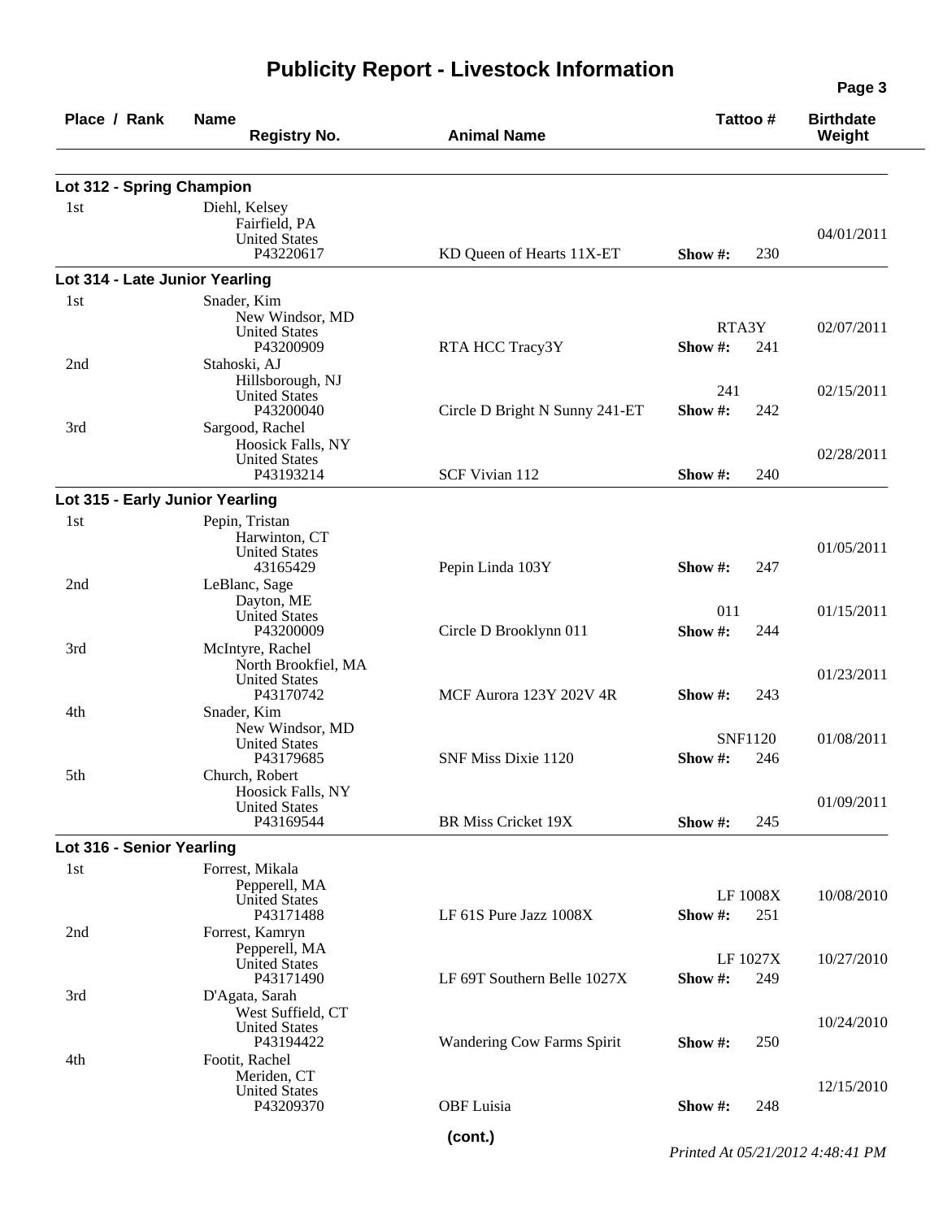# Publicity Report - Livestock Information

| Place / Rank | Name / Registry No. | Animal Name | Tattoo # | Birthdate / Weight |
|---|---|---|---|---|
| **Lot 312 - Spring Champion** | | | | |
| 1st | Diehl, Kelsey<br>Fairfield, PA<br>United States<br>P43220617 | KD Queen of Hearts 11X-ET | Show #: 230 | 04/01/2011 |
| **Lot 314 - Late Junior Yearling** | | | | |
| 1st | Snader, Kim<br>New Windsor, MD<br>United States<br>P43200909 | RTA HCC Tracy3Y | RTA3Y<br>Show #: 241 | 02/07/2011 |
| 2nd | Stahoski, AJ<br>Hillsborough, NJ<br>United States<br>P43200040 | Circle D Bright N Sunny 241-ET | 241<br>Show #: 242 | 02/15/2011 |
| 3rd | Sargood, Rachel<br>Hoosick Falls, NY<br>United States<br>P43193214 | SCF Vivian 112 | Show #: 240 | 02/28/2011 |
| **Lot 315 - Early Junior Yearling** | | | | |
| 1st | Pepin, Tristan<br>Harwinton, CT<br>United States<br>43165429 | Pepin Linda 103Y | Show #: 247 | 01/05/2011 |
| 2nd | LeBlanc, Sage<br>Dayton, ME<br>United States<br>P43200009 | Circle D Brooklynn 011 | 011<br>Show #: 244 | 01/15/2011 |
| 3rd | McIntyre, Rachel<br>North Brookfiel, MA<br>United States<br>P43170742 | MCF Aurora 123Y 202V 4R | Show #: 243 | 01/23/2011 |
| 4th | Snader, Kim<br>New Windsor, MD<br>United States<br>P43179685 | SNF Miss Dixie 1120 | SNF1120<br>Show #: 246 | 01/08/2011 |
| 5th | Church, Robert<br>Hoosick Falls, NY<br>United States<br>P43169544 | BR Miss Cricket 19X | Show #: 245 | 01/09/2011 |
| **Lot 316 - Senior Yearling** | | | | |
| 1st | Forrest, Mikala<br>Pepperell, MA<br>United States<br>P43171488 | LF 61S Pure Jazz 1008X | LF 1008X<br>Show #: 251 | 10/08/2010 |
| 2nd | Forrest, Kamryn<br>Pepperell, MA<br>United States<br>P43171490 | LF 69T Southern Belle 1027X | LF 1027X<br>Show #: 249 | 10/27/2010 |
| 3rd | D'Agata, Sarah<br>West Suffield, CT<br>United States<br>P43194422 | Wandering Cow Farms Spirit | Show #: 250 | 10/24/2010 |
| 4th | Footit, Rachel<br>Meriden, CT<br>United States<br>P43209370 | OBF Luisia | Show #: 248 | 12/15/2010 |

**(cont.)**

*Printed At 05/21/2012 4:48:41 PM*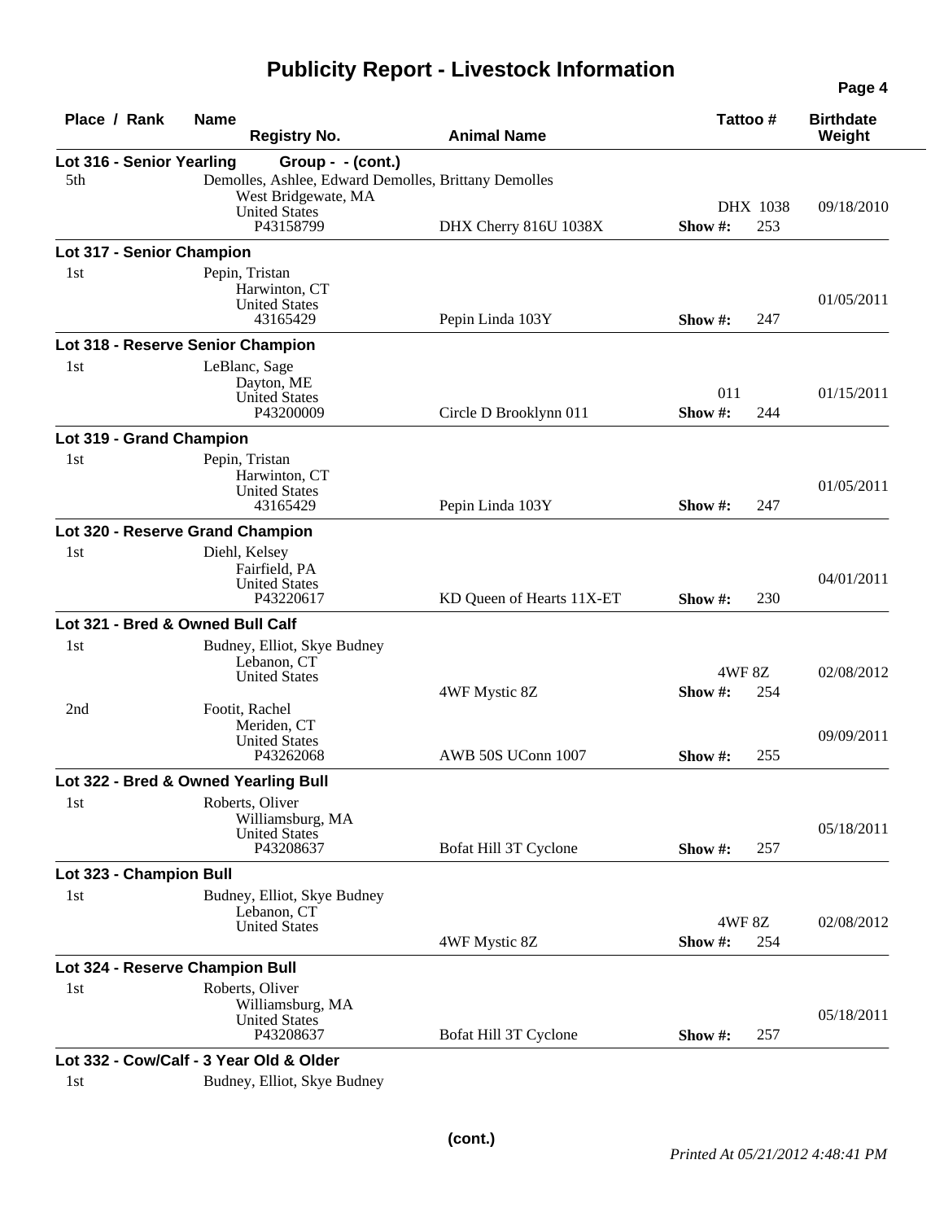# Publicity Report - Livestock Information

| Place / Rank | Name / Registry No. | Animal Name | Tattoo # | Birthdate / Weight |
|---|---|---|---|---|
| **Lot 316 - Senior Yearling Group - - (cont.)** | | | | |
| 5th | Demolles, Ashlee, Edward Demolles, Brittany Demolles<br>West Bridgewate, MA<br>United States<br>P43158799 | DHX Cherry 816U 1038X | DHX 1038<br>Show #: 253 | 09/18/2010 |
| **Lot 317 - Senior Champion** | | | | |
| 1st | Pepin, Tristan<br>Harwinton, CT<br>United States<br>43165429 | Pepin Linda 103Y | Show #: 247 | 01/05/2011 |
| **Lot 318 - Reserve Senior Champion** | | | | |
| 1st | LeBlanc, Sage<br>Dayton, ME<br>United States<br>P43200009 | Circle D Brooklynn 011 | 011<br>Show #: 244 | 01/15/2011 |
| **Lot 319 - Grand Champion** | | | | |
| 1st | Pepin, Tristan<br>Harwinton, CT<br>United States<br>43165429 | Pepin Linda 103Y | Show #: 247 | 01/05/2011 |
| **Lot 320 - Reserve Grand Champion** | | | | |
| 1st | Diehl, Kelsey<br>Fairfield, PA<br>United States<br>P43220617 | KD Queen of Hearts 11X-ET | Show #: 230 | 04/01/2011 |
| **Lot 321 - Bred & Owned Bull Calf** | | | | |
| 1st | Budney, Elliot, Skye Budney<br>Lebanon, CT<br>United States | 4WF Mystic 8Z | 4WF 8Z<br>Show #: 254 | 02/08/2012 |
| 2nd | Footit, Rachel<br>Meriden, CT<br>United States<br>P43262068 | AWB 50S UConn 1007 | Show #: 255 | 09/09/2011 |
| **Lot 322 - Bred & Owned Yearling Bull** | | | | |
| 1st | Roberts, Oliver<br>Williamsburg, MA<br>United States<br>P43208637 | Bofat Hill 3T Cyclone | Show #: 257 | 05/18/2011 |
| **Lot 323 - Champion Bull** | | | | |
| 1st | Budney, Elliot, Skye Budney<br>Lebanon, CT<br>United States | 4WF Mystic 8Z | 4WF 8Z<br>Show #: 254 | 02/08/2012 |
| **Lot 324 - Reserve Champion Bull** | | | | |
| 1st | Roberts, Oliver<br>Williamsburg, MA<br>United States<br>P43208637 | Bofat Hill 3T Cyclone | Show #: 257 | 05/18/2011 |
| **Lot 332 - Cow/Calf - 3 Year Old & Older** | | | | |
| 1st | Budney, Elliot, Skye Budney | | | |

**(cont.)**

*Printed At 05/21/2012 4:48:41 PM*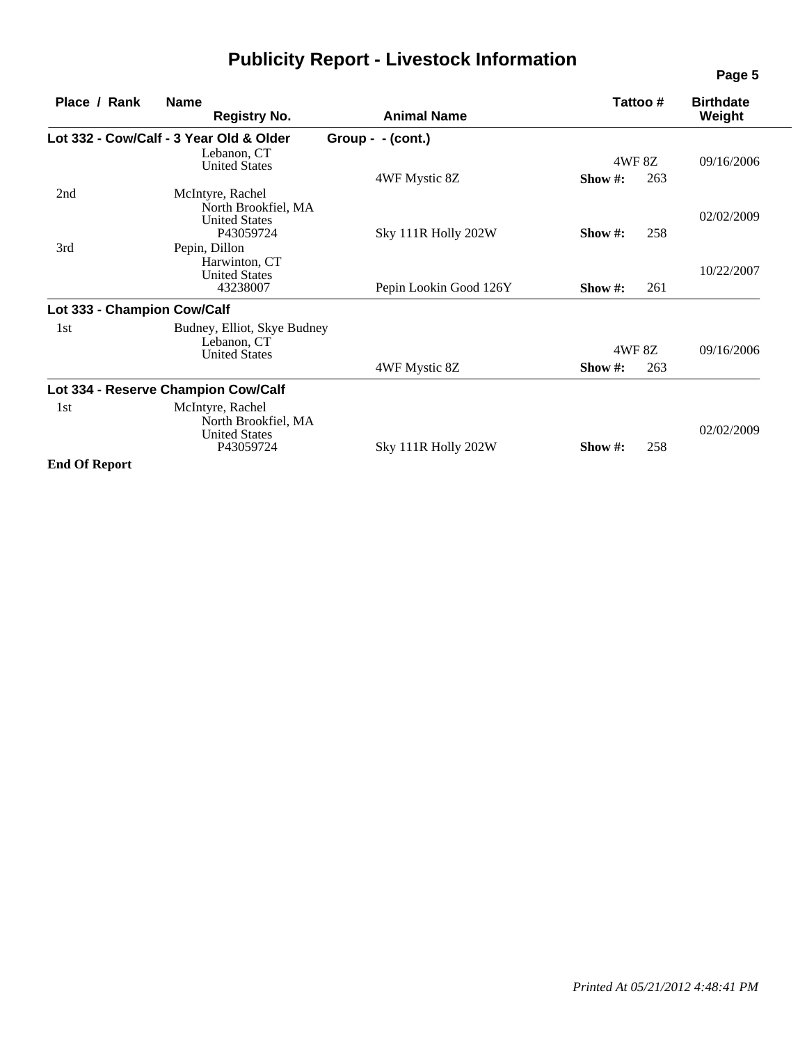# Publicity Report - Livestock Information

| Place / Rank | Name / Registry No. | Animal Name | Tattoo # | Birthdate / Weight |
|---|---|---|---|---|
| **Lot 332 - Cow/Calf - 3 Year Old & Older** | | **Group - - (cont.)** | | |
| | Lebanon, CT<br>United States | 4WF Mystic 8Z | 4WF 8Z<br>**Show #:** 263 | 09/16/2006 |
| 2nd | McIntyre, Rachel<br>North Brookfiel, MA<br>United States<br>P43059724 | Sky 111R Holly 202W | **Show #:** 258 | 02/02/2009 |
| 3rd | Pepin, Dillon<br>Harwinton, CT<br>United States<br>43238007 | Pepin Lookin Good 126Y | **Show #:** 261 | 10/22/2007 |
| **Lot 333 - Champion Cow/Calf** | | | | |
| 1st | Budney, Elliot, Skye Budney<br>Lebanon, CT<br>United States | 4WF Mystic 8Z | 4WF 8Z<br>**Show #:** 263 | 09/16/2006 |
| **Lot 334 - Reserve Champion Cow/Calf** | | | | |
| 1st | McIntyre, Rachel<br>North Brookfiel, MA<br>United States<br>P43059724 | Sky 111R Holly 202W | **Show #:** 258 | 02/02/2009 |

**End Of Report**

*Printed At 05/21/2012 4:48:41 PM*